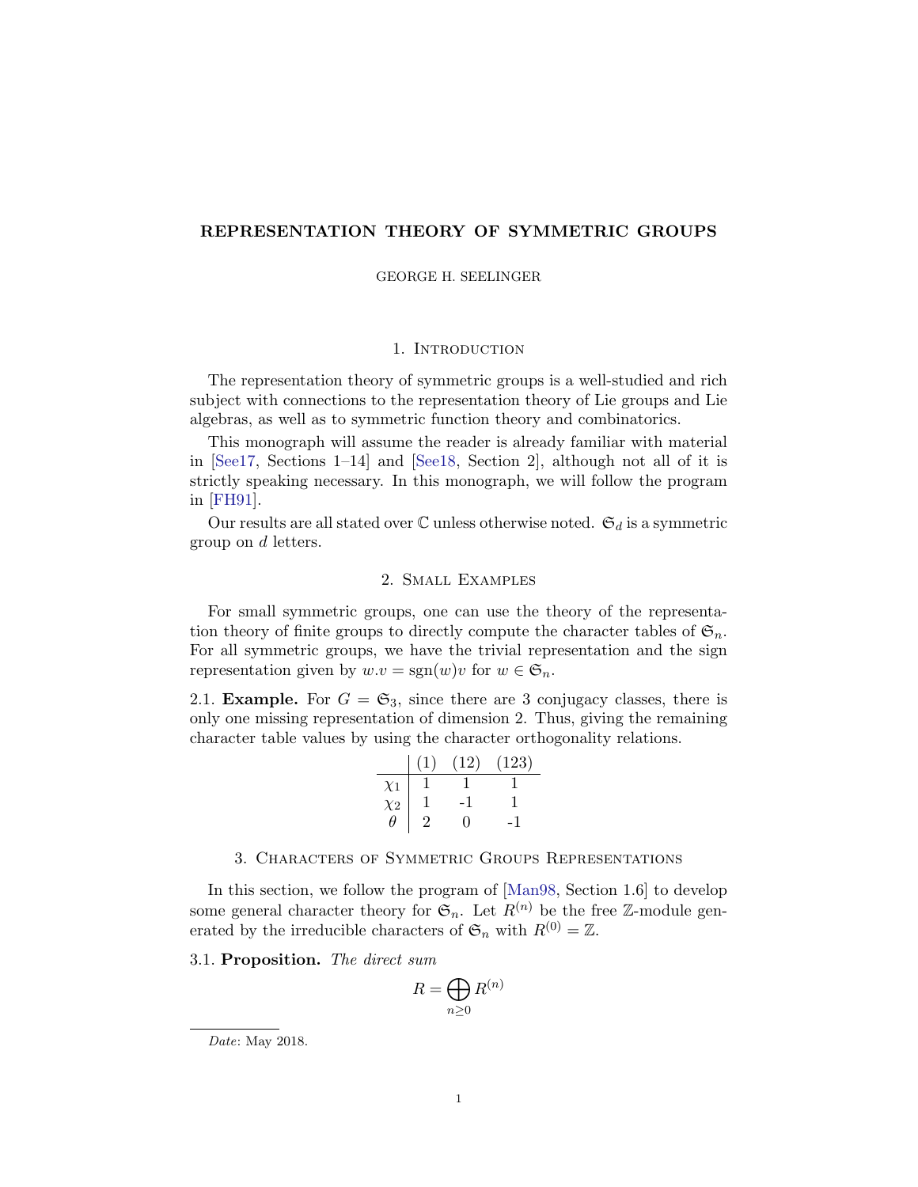# REPRESENTATION THEORY OF SYMMETRIC GROUPS

GEORGE H. SEELINGER

## 1. Introduction

The representation theory of symmetric groups is a well-studied and rich subject with connections to the representation theory of Lie groups and Lie algebras, as well as to symmetric function theory and combinatorics.

This monograph will assume the reader is already familiar with material in [See17, Sections 1–14] and [See18, Section 2], although not all of it is strictly speaking necessary. In this monograph, we will follow the program in [FH91].

Our results are all stated over $\mathbb{C}$ unless otherwise noted. $\mathfrak{S}_d$ is a symmetric group on $d$ letters.

## 2. Small Examples

For small symmetric groups, one can use the theory of the representation theory of finite groups to directly compute the character tables of $\mathfrak{S}_n$. For all symmetric groups, we have the trivial representation and the sign representation given by $w.v = \operatorname{sgn}(w)v$ for $w \in \mathfrak{S}_n$.

2.1. **Example.** For $G = \mathfrak{S}_3$, since there are 3 conjugacy classes, there is only one missing representation of dimension 2. Thus, giving the remaining character table values by using the character orthogonality relations.

| | (1) | (12) | (123) |
|---|---|---|---|
| $\chi_1$ | 1 | 1 | 1 |
| $\chi_2$ | 1 | -1 | 1 |
| $\theta$ | 2 | 0 | -1 |

## 3. Characters of Symmetric Groups Representations

In this section, we follow the program of [Man98, Section 1.6] to develop some general character theory for $\mathfrak{S}_n$. Let $R^{(n)}$ be the free $\mathbb{Z}$-module generated by the irreducible characters of $\mathfrak{S}_n$ with $R^{(0)} = \mathbb{Z}$.

3.1. **Proposition.** *The direct sum*

$$R = \bigoplus_{n \geq 0} R^{(n)}$$

*Date*: May 2018.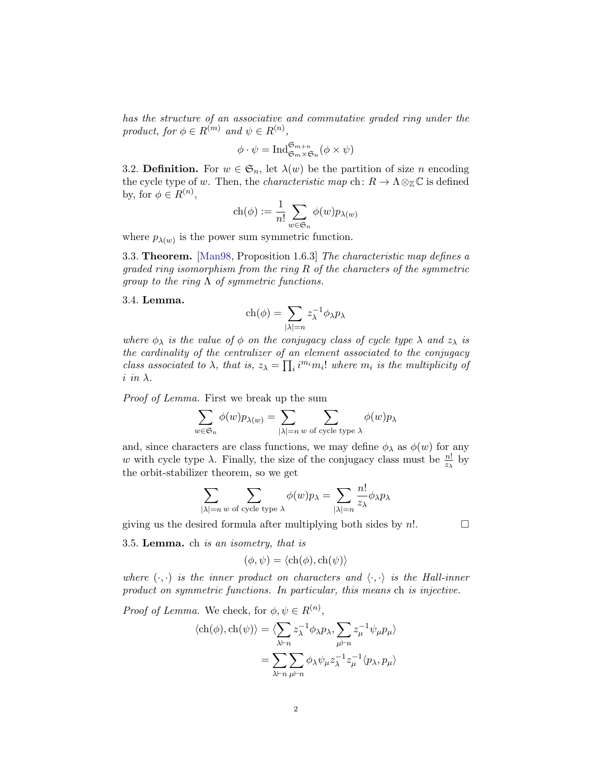*has the structure of an associative and commutative graded ring under the product, for $\phi \in R^{(m)}$ and $\psi \in R^{(n)}$,*

$$\phi \cdot \psi = \mathrm{Ind}_{\mathfrak{S}_m \times \mathfrak{S}_n}^{\mathfrak{S}_{m+n}}(\phi \times \psi)$$

3.2. **Definition.** For $w \in \mathfrak{S}_n$, let $\lambda(w)$ be the partition of size $n$ encoding the cycle type of $w$. Then, the *characteristic map* $\mathrm{ch}\colon R \to \Lambda \otimes_{\mathbb{Z}} \mathbb{C}$ is defined by, for $\phi \in R^{(n)}$,

$$\mathrm{ch}(\phi) := \frac{1}{n!} \sum_{w \in \mathfrak{S}_n} \phi(w) p_{\lambda(w)}$$

where $p_{\lambda(w)}$ is the power sum symmetric function.

3.3. **Theorem.** [Man98, Proposition 1.6.3] *The characteristic map defines a graded ring isomorphism from the ring $R$ of the characters of the symmetric group to the ring $\Lambda$ of symmetric functions.*

3.4. **Lemma.**

$$\mathrm{ch}(\phi) = \sum_{|\lambda|=n} z_\lambda^{-1} \phi_\lambda p_\lambda$$

*where $\phi_\lambda$ is the value of $\phi$ on the conjugacy class of cycle type $\lambda$ and $z_\lambda$ is the cardinality of the centralizer of an element associated to the conjugacy class associated to $\lambda$, that is, $z_\lambda = \prod_i i^{m_i} m_i!$ where $m_i$ is the multiplicity of $i$ in $\lambda$.*

*Proof of Lemma.* First we break up the sum

$$\sum_{w \in \mathfrak{S}_n} \phi(w) p_{\lambda(w)} = \sum_{|\lambda|=n} \sum_{w \text{ of cycle type } \lambda} \phi(w) p_\lambda$$

and, since characters are class functions, we may define $\phi_\lambda$ as $\phi(w)$ for any $w$ with cycle type $\lambda$. Finally, the size of the conjugacy class must be $\frac{n!}{z_\lambda}$ by the orbit-stabilizer theorem, so we get

$$\sum_{|\lambda|=n} \sum_{w \text{ of cycle type } \lambda} \phi(w) p_\lambda = \sum_{|\lambda|=n} \frac{n!}{z_\lambda} \phi_\lambda p_\lambda$$

giving us the desired formula after multiplying both sides by $n!$. $\square$

3.5. **Lemma.** $\mathrm{ch}$ *is an isometry, that is*

$$(\phi, \psi) = \langle \mathrm{ch}(\phi), \mathrm{ch}(\psi) \rangle$$

*where $(\cdot, \cdot)$ is the inner product on characters and $\langle \cdot, \cdot \rangle$ is the Hall-inner product on symmetric functions. In particular, this means* $\mathrm{ch}$ *is injective.*

*Proof of Lemma.* We check, for $\phi, \psi \in R^{(n)}$,

$$\begin{aligned}
\langle \mathrm{ch}(\phi), \mathrm{ch}(\psi) \rangle &= \langle \sum_{\lambda \vdash n} z_\lambda^{-1} \phi_\lambda p_\lambda, \sum_{\mu \vdash n} z_\mu^{-1} \psi_\mu p_\mu \rangle \\
&= \sum_{\lambda \vdash n} \sum_{\mu \vdash n} \phi_\lambda \psi_\mu z_\lambda^{-1} z_\mu^{-1} \langle p_\lambda, p_\mu \rangle
\end{aligned}$$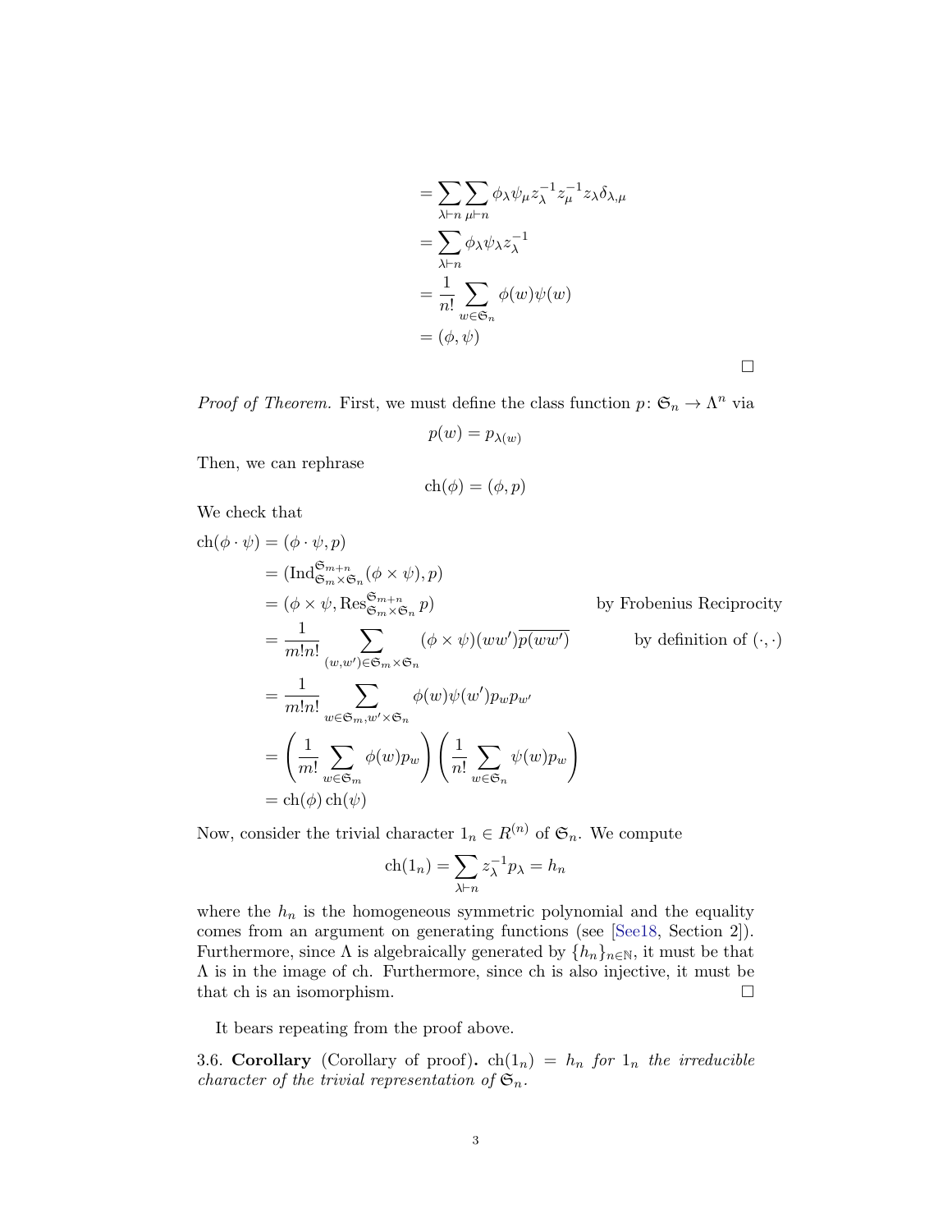$$
\begin{aligned}
&= \sum_{\lambda \vdash n} \sum_{\mu \vdash n} \phi_\lambda \psi_\mu z_\lambda^{-1} z_\mu^{-1} z_\lambda \delta_{\lambda,\mu} \\
&= \sum_{\lambda \vdash n} \phi_\lambda \psi_\lambda z_\lambda^{-1} \\
&= \frac{1}{n!} \sum_{w \in \mathfrak{S}_n} \phi(w)\psi(w) \\
&= (\phi, \psi)
\end{aligned}
$$

□

*Proof of Theorem.* First, we must define the class function $p \colon \mathfrak{S}_n \to \Lambda^n$ via

$$p(w) = p_{\lambda(w)}$$

Then, we can rephrase

$$\operatorname{ch}(\phi) = (\phi, p)$$

We check that

$$
\begin{aligned}
\operatorname{ch}(\phi \cdot \psi) &= (\phi \cdot \psi, p) \\
&= (\operatorname{Ind}_{\mathfrak{S}_m \times \mathfrak{S}_n}^{\mathfrak{S}_{m+n}} (\phi \times \psi), p) \\
&= (\phi \times \psi, \operatorname{Res}_{\mathfrak{S}_m \times \mathfrak{S}_n}^{\mathfrak{S}_{m+n}} p) && \text{by Frobenius Reciprocity} \\
&= \frac{1}{m!n!} \sum_{(w,w') \in \mathfrak{S}_m \times \mathfrak{S}_n} (\phi \times \psi)(ww')\overline{p(ww')} && \text{by definition of } (\cdot,\cdot) \\
&= \frac{1}{m!n!} \sum_{w \in \mathfrak{S}_m, w' \times \mathfrak{S}_n} \phi(w)\psi(w') p_w p_{w'} \\
&= \left( \frac{1}{m!} \sum_{w \in \mathfrak{S}_m} \phi(w) p_w \right) \left( \frac{1}{n!} \sum_{w \in \mathfrak{S}_n} \psi(w) p_w \right) \\
&= \operatorname{ch}(\phi) \operatorname{ch}(\psi)
\end{aligned}
$$

Now, consider the trivial character $1_n \in R^{(n)}$ of $\mathfrak{S}_n$. We compute

$$\operatorname{ch}(1_n) = \sum_{\lambda \vdash n} z_\lambda^{-1} p_\lambda = h_n$$

where the $h_n$ is the homogeneous symmetric polynomial and the equality comes from an argument on generating functions (see [See18, Section 2]). Furthermore, since $\Lambda$ is algebraically generated by $\{h_n\}_{n \in \mathbb{N}}$, it must be that $\Lambda$ is in the image of ch. Furthermore, since ch is also injective, it must be that ch is an isomorphism. □

It bears repeating from the proof above.

3.6. **Corollary** (Corollary of proof). *$\operatorname{ch}(1_n) = h_n$ for $1_n$ the irreducible character of the trivial representation of $\mathfrak{S}_n$.*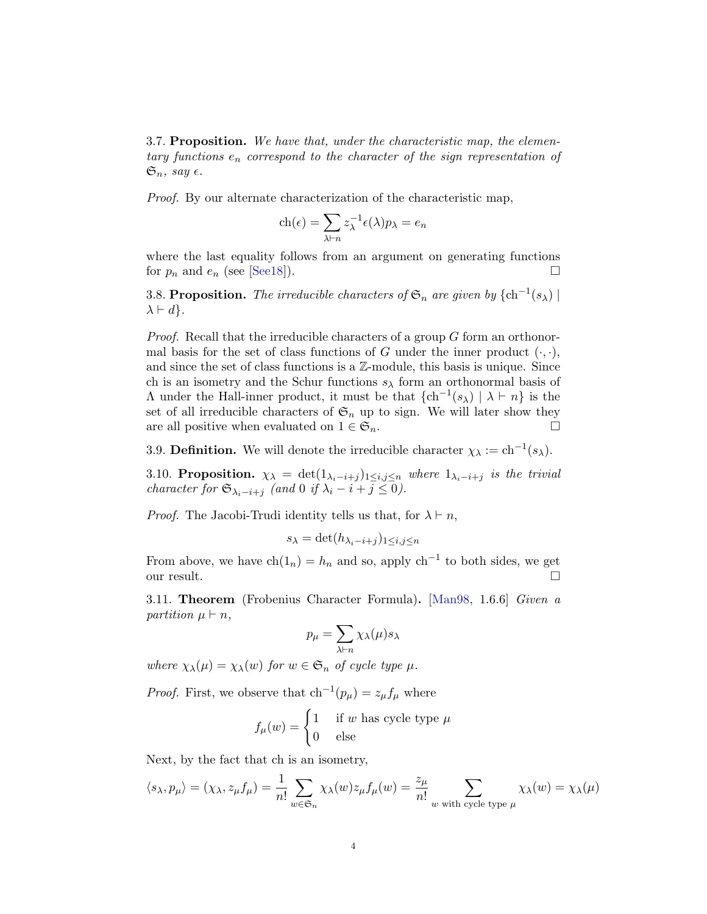**3.7. Proposition.** *We have that, under the characteristic map, the elementary functions $e_n$ correspond to the character of the sign representation of $\mathfrak{S}_n$, say $\epsilon$.*

*Proof.* By our alternate characterization of the characteristic map,

$$\mathrm{ch}(\epsilon) = \sum_{\lambda \vdash n} z_\lambda^{-1} \epsilon(\lambda) p_\lambda = e_n$$

where the last equality follows from an argument on generating functions for $p_n$ and $e_n$ (see [See18]). $\square$

**3.8. Proposition.** *The irreducible characters of $\mathfrak{S}_n$ are given by $\{\mathrm{ch}^{-1}(s_\lambda) \mid \lambda \vdash d\}$.*

*Proof.* Recall that the irreducible characters of a group $G$ form an orthonormal basis for the set of class functions of $G$ under the inner product $(\cdot, \cdot)$, and since the set of class functions is a $\mathbb{Z}$-module, this basis is unique. Since ch is an isometry and the Schur functions $s_\lambda$ form an orthonormal basis of $\Lambda$ under the Hall-inner product, it must be that $\{\mathrm{ch}^{-1}(s_\lambda) \mid \lambda \vdash n\}$ is the set of all irreducible characters of $\mathfrak{S}_n$ up to sign. We will later show they are all positive when evaluated on $1 \in \mathfrak{S}_n$. $\square$

**3.9. Definition.** We will denote the irreducible character $\chi_\lambda := \mathrm{ch}^{-1}(s_\lambda)$.

**3.10. Proposition.** *$\chi_\lambda = \det(1_{\lambda_i - i + j})_{1 \le i,j \le n}$ where $1_{\lambda_i - i + j}$ is the trivial character for $\mathfrak{S}_{\lambda_i - i + j}$ (and $0$ if $\lambda_i - i + j \le 0$).*

*Proof.* The Jacobi-Trudi identity tells us that, for $\lambda \vdash n$,

$$s_\lambda = \det(h_{\lambda_i - i + j})_{1 \le i,j \le n}$$

From above, we have $\mathrm{ch}(1_n) = h_n$ and so, apply $\mathrm{ch}^{-1}$ to both sides, we get our result. $\square$

**3.11. Theorem** (Frobenius Character Formula)**.** [Man98, 1.6.6] *Given a partition $\mu \vdash n$,*

$$p_\mu = \sum_{\lambda \vdash n} \chi_\lambda(\mu) s_\lambda$$

*where $\chi_\lambda(\mu) = \chi_\lambda(w)$ for $w \in \mathfrak{S}_n$ of cycle type $\mu$.*

*Proof.* First, we observe that $\mathrm{ch}^{-1}(p_\mu) = z_\mu f_\mu$ where

$$f_\mu(w) = \begin{cases} 1 & \text{if } w \text{ has cycle type } \mu \\ 0 & \text{else} \end{cases}$$

Next, by the fact that ch is an isometry,

$$\langle s_\lambda, p_\mu \rangle = (\chi_\lambda, z_\mu f_\mu) = \frac{1}{n!} \sum_{w \in \mathfrak{S}_n} \chi_\lambda(w) z_\mu f_\mu(w) = \frac{z_\mu}{n!} \sum_{w \text{ with cycle type } \mu} \chi_\lambda(w) = \chi_\lambda(\mu)$$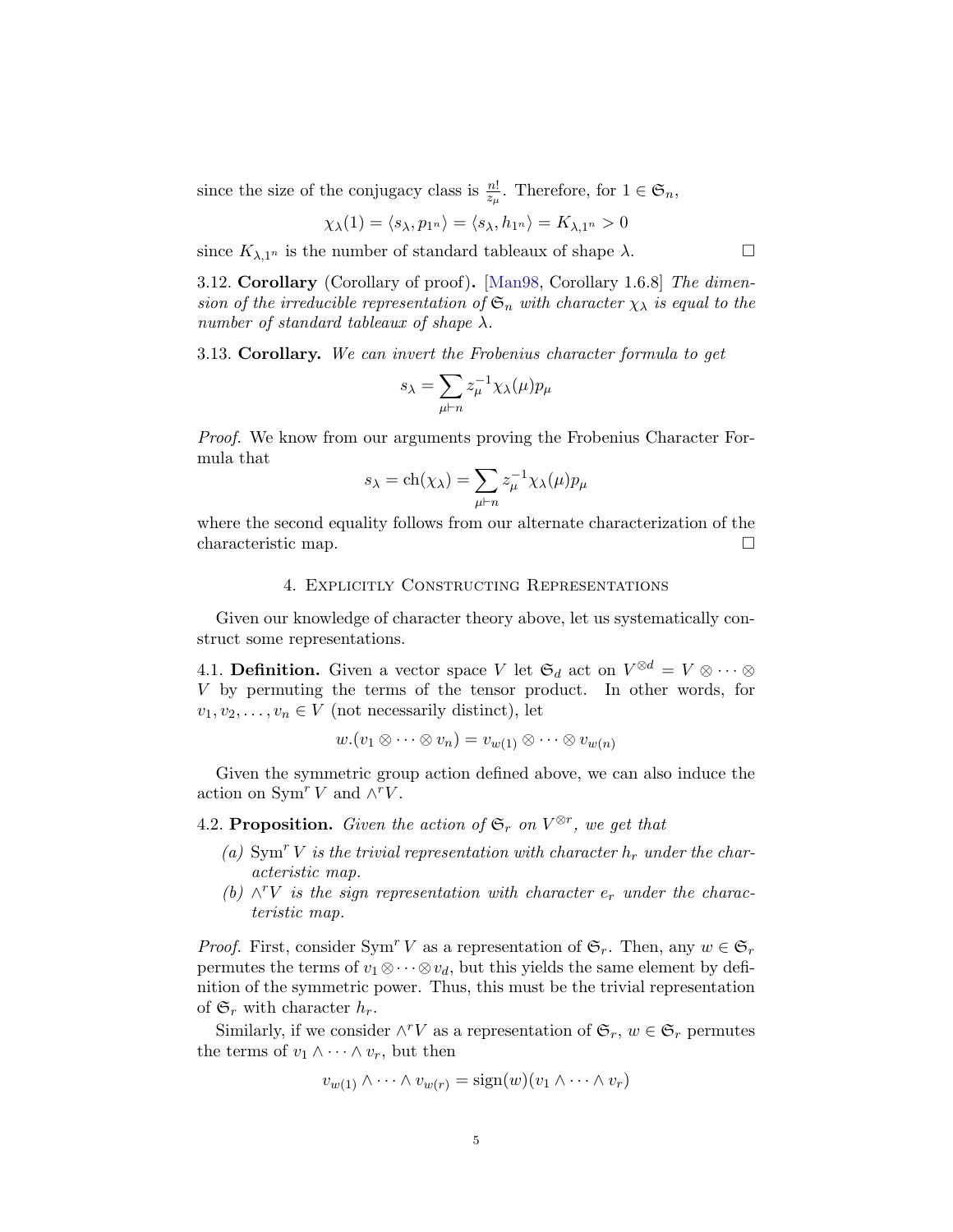since the size of the conjugacy class is $\frac{n!}{z_\mu}$. Therefore, for $1 \in \mathfrak{S}_n$,

$$\chi_\lambda(1) = \langle s_\lambda, p_{1^n} \rangle = \langle s_\lambda, h_{1^n} \rangle = K_{\lambda, 1^n} > 0$$

since $K_{\lambda,1^n}$ is the number of standard tableaux of shape $\lambda$. $\square$

3.12. **Corollary** (Corollary of proof)**.** [Man98, Corollary 1.6.8] *The dimension of the irreducible representation of $\mathfrak{S}_n$ with character $\chi_\lambda$ is equal to the number of standard tableaux of shape $\lambda$.*

3.13. **Corollary.** *We can invert the Frobenius character formula to get*

$$s_\lambda = \sum_{\mu \vdash n} z_\mu^{-1} \chi_\lambda(\mu) p_\mu$$

*Proof.* We know from our arguments proving the Frobenius Character Formula that

$$s_\lambda = \operatorname{ch}(\chi_\lambda) = \sum_{\mu \vdash n} z_\mu^{-1} \chi_\lambda(\mu) p_\mu$$

where the second equality follows from our alternate characterization of the characteristic map. $\square$

## 4. Explicitly Constructing Representations

Given our knowledge of character theory above, let us systematically construct some representations.

4.1. **Definition.** Given a vector space $V$ let $\mathfrak{S}_d$ act on $V^{\otimes d} = V \otimes \cdots \otimes V$ by permuting the terms of the tensor product. In other words, for $v_1, v_2, \ldots, v_n \in V$ (not necessarily distinct), let

$$w.(v_1 \otimes \cdots \otimes v_n) = v_{w(1)} \otimes \cdots \otimes v_{w(n)}$$

Given the symmetric group action defined above, we can also induce the action on $\operatorname{Sym}^r V$ and $\wedge^r V$.

4.2. **Proposition.** *Given the action of $\mathfrak{S}_r$ on $V^{\otimes r}$, we get that*

- *(a) $\operatorname{Sym}^r V$ is the trivial representation with character $h_r$ under the characteristic map.*
- *(b) $\wedge^r V$ is the sign representation with character $e_r$ under the characteristic map.*

*Proof.* First, consider $\operatorname{Sym}^r V$ as a representation of $\mathfrak{S}_r$. Then, any $w \in \mathfrak{S}_r$ permutes the terms of $v_1 \otimes \cdots \otimes v_d$, but this yields the same element by definition of the symmetric power. Thus, this must be the trivial representation of $\mathfrak{S}_r$ with character $h_r$.

Similarly, if we consider $\wedge^r V$ as a representation of $\mathfrak{S}_r$, $w \in \mathfrak{S}_r$ permutes the terms of $v_1 \wedge \cdots \wedge v_r$, but then

$$v_{w(1)} \wedge \cdots \wedge v_{w(r)} = \operatorname{sign}(w)(v_1 \wedge \cdots \wedge v_r)$$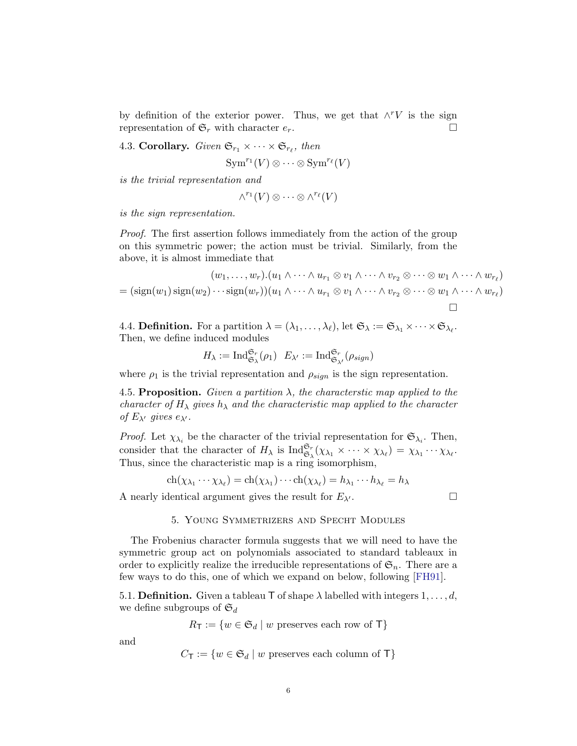by definition of the exterior power. Thus, we get that $\wedge^r V$ is the sign representation of $\mathfrak{S}_r$ with character $e_r$. $\square$

4.3. **Corollary.** *Given* $\mathfrak{S}_{r_1} \times \cdots \times \mathfrak{S}_{r_\ell}$, *then*

$$\mathrm{Sym}^{r_1}(V) \otimes \cdots \otimes \mathrm{Sym}^{r_\ell}(V)$$

*is the trivial representation and*

$$\wedge^{r_1}(V) \otimes \cdots \otimes \wedge^{r_\ell}(V)$$

*is the sign representation.*

*Proof.* The first assertion follows immediately from the action of the group on this symmetric power; the action must be trivial. Similarly, from the above, it is almost immediate that

$$\begin{aligned}
&(w_1, \ldots, w_r).(u_1 \wedge \cdots \wedge u_{r_1} \otimes v_1 \wedge \cdots \wedge v_{r_2} \otimes \cdots \otimes w_1 \wedge \cdots \wedge w_{r_\ell}) \\
&= (\mathrm{sign}(w_1)\,\mathrm{sign}(w_2) \cdots \mathrm{sign}(w_r))(u_1 \wedge \cdots \wedge u_{r_1} \otimes v_1 \wedge \cdots \wedge v_{r_2} \otimes \cdots \otimes w_1 \wedge \cdots \wedge w_{r_\ell})
\end{aligned}$$

$\square$

4.4. **Definition.** For a partition $\lambda = (\lambda_1, \ldots, \lambda_\ell)$, let $\mathfrak{S}_\lambda := \mathfrak{S}_{\lambda_1} \times \cdots \times \mathfrak{S}_{\lambda_\ell}$. Then, we define induced modules

$$H_\lambda := \mathrm{Ind}_{\mathfrak{S}_\lambda}^{\mathfrak{S}_r}(\rho_1) \quad E_{\lambda'} := \mathrm{Ind}_{\mathfrak{S}_{\lambda'}}^{\mathfrak{S}_r}(\rho_{sign})$$

where $\rho_1$ is the trivial representation and $\rho_{sign}$ is the sign representation.

4.5. **Proposition.** *Given a partition* $\lambda$, *the characterstic map applied to the character of* $H_\lambda$ *gives* $h_\lambda$ *and the characteristic map applied to the character of* $E_{\lambda'}$ *gives* $e_{\lambda'}$.

*Proof.* Let $\chi_{\lambda_i}$ be the character of the trivial representation for $\mathfrak{S}_{\lambda_i}$. Then, consider that the character of $H_\lambda$ is $\mathrm{Ind}_{\mathfrak{S}_\lambda}^{\mathfrak{S}_r}(\chi_{\lambda_1} \times \cdots \times \chi_{\lambda_\ell}) = \chi_{\lambda_1} \cdots \chi_{\lambda_\ell}$. Thus, since the characteristic map is a ring isomorphism,

$$\mathrm{ch}(\chi_{\lambda_1} \cdots \chi_{\lambda_\ell}) = \mathrm{ch}(\chi_{\lambda_1}) \cdots \mathrm{ch}(\chi_{\lambda_\ell}) = h_{\lambda_1} \cdots h_{\lambda_\ell} = h_\lambda$$

A nearly identical argument gives the result for $E_{\lambda'}$. $\square$

## 5. Young Symmetrizers and Specht Modules

The Frobenius character formula suggests that we will need to have the symmetric group act on polynomials associated to standard tableaux in order to explicitly realize the irreducible representations of $\mathfrak{S}_n$. There are a few ways to do this, one of which we expand on below, following [FH91].

5.1. **Definition.** Given a tableau $\mathsf{T}$ of shape $\lambda$ labelled with integers $1, \ldots, d$, we define subgroups of $\mathfrak{S}_d$

$$R_{\mathsf{T}} := \{w \in \mathfrak{S}_d \mid w \text{ preserves each row of } \mathsf{T}\}$$

and

$$C_{\mathsf{T}} := \{w \in \mathfrak{S}_d \mid w \text{ preserves each column of } \mathsf{T}\}$$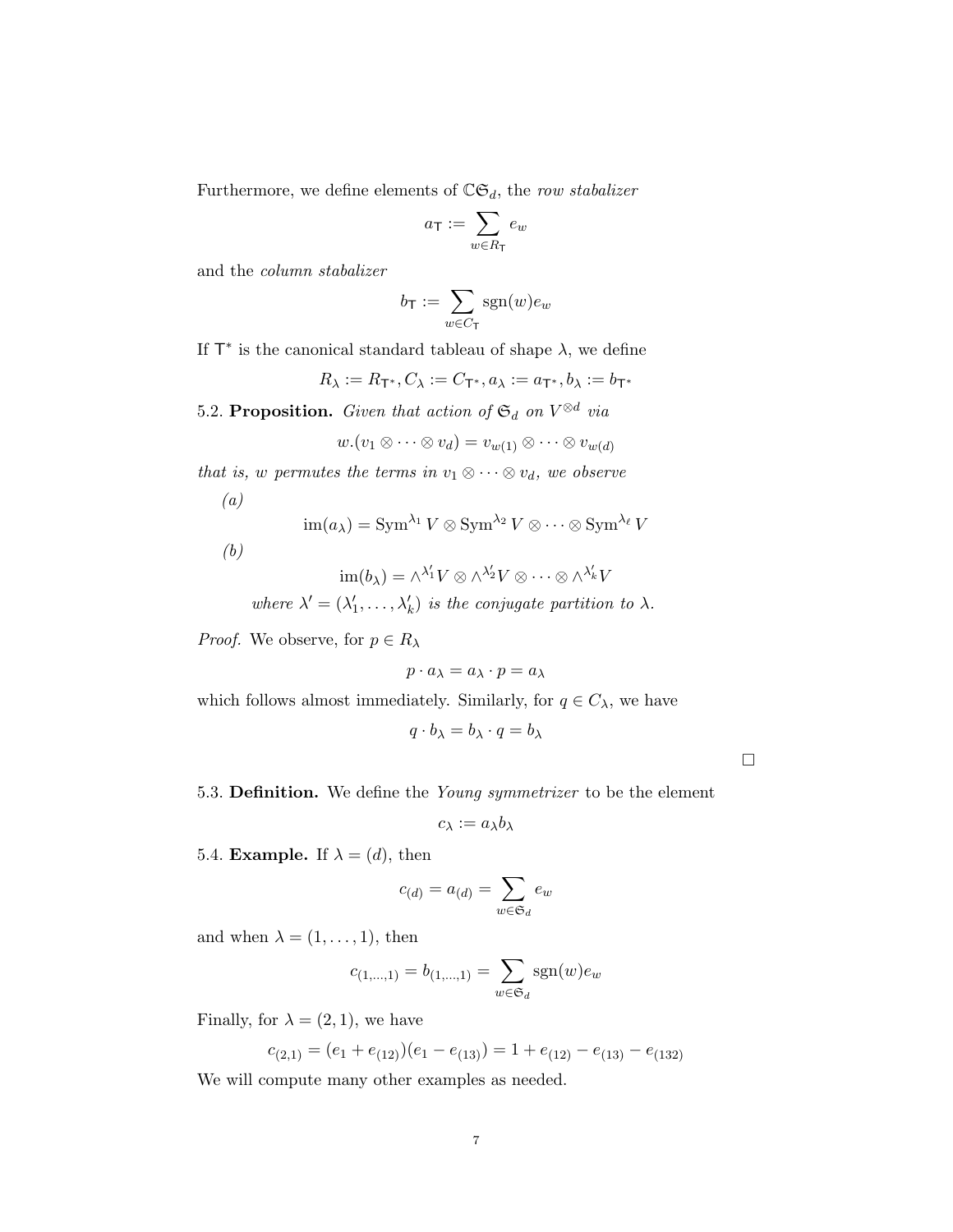Furthermore, we define elements of $\mathbb{C}\mathfrak{S}_d$, the *row stabalizer*

$$a_{\mathsf{T}} := \sum_{w \in R_{\mathsf{T}}} e_w$$

and the *column stabalizer*

$$b_{\mathsf{T}} := \sum_{w \in C_{\mathsf{T}}} \operatorname{sgn}(w) e_w$$

If $\mathsf{T}^*$ is the canonical standard tableau of shape $\lambda$, we define

$$R_\lambda := R_{\mathsf{T}^*}, C_\lambda := C_{\mathsf{T}^*}, a_\lambda := a_{\mathsf{T}^*}, b_\lambda := b_{\mathsf{T}^*}$$

5.2. **Proposition.** *Given that action of $\mathfrak{S}_d$ on $V^{\otimes d}$ via*

$$w.(v_1 \otimes \cdots \otimes v_d) = v_{w(1)} \otimes \cdots \otimes v_{w(d)}$$

*that is, $w$ permutes the terms in $v_1 \otimes \cdots \otimes v_d$, we observe*

*(a)*

$$\operatorname{im}(a_\lambda) = \operatorname{Sym}^{\lambda_1} V \otimes \operatorname{Sym}^{\lambda_2} V \otimes \cdots \otimes \operatorname{Sym}^{\lambda_\ell} V$$

*(b)*

$$\operatorname{im}(b_\lambda) = \wedge^{\lambda'_1} V \otimes \wedge^{\lambda'_2} V \otimes \cdots \otimes \wedge^{\lambda'_k} V$$

*where $\lambda' = (\lambda'_1, \ldots, \lambda'_k)$ is the conjugate partition to $\lambda$.*

*Proof.* We observe, for $p \in R_\lambda$

$$p \cdot a_\lambda = a_\lambda \cdot p = a_\lambda$$

which follows almost immediately. Similarly, for $q \in C_\lambda$, we have

$$q \cdot b_\lambda = b_\lambda \cdot q = b_\lambda$$

□

5.3. **Definition.** We define the *Young symmetrizer* to be the element

$$c_\lambda := a_\lambda b_\lambda$$

5.4. **Example.** If $\lambda = (d)$, then

$$c_{(d)} = a_{(d)} = \sum_{w \in \mathfrak{S}_d} e_w$$

and when $\lambda = (1, \ldots, 1)$, then

$$c_{(1,\ldots,1)} = b_{(1,\ldots,1)} = \sum_{w \in \mathfrak{S}_d} \operatorname{sgn}(w) e_w$$

Finally, for $\lambda = (2, 1)$, we have

$$c_{(2,1)} = (e_1 + e_{(12)})(e_1 - e_{(13)}) = 1 + e_{(12)} - e_{(13)} - e_{(132)}$$

We will compute many other examples as needed.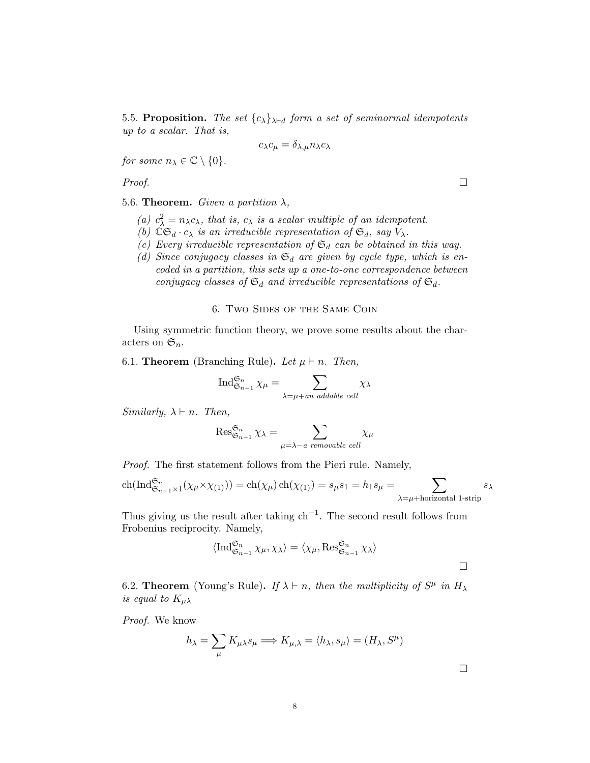5.5. **Proposition.** *The set* $\{c_\lambda\}_{\lambda \vdash d}$ *form a set of seminormal idempotents up to a scalar. That is,*

$$c_\lambda c_\mu = \delta_{\lambda,\mu} n_\lambda c_\lambda$$

*for some* $n_\lambda \in \mathbb{C} \setminus \{0\}$.

*Proof.* □

5.6. **Theorem.** *Given a partition* $\lambda$,

*(a)* $c_\lambda^2 = n_\lambda c_\lambda$, *that is,* $c_\lambda$ *is a scalar multiple of an idempotent.*
*(b)* $\mathbb{C}\mathfrak{S}_d \cdot c_\lambda$ *is an irreducible representation of* $\mathfrak{S}_d$, *say* $V_\lambda$.
*(c) Every irreducible representation of* $\mathfrak{S}_d$ *can be obtained in this way.*
*(d) Since conjugacy classes in* $\mathfrak{S}_d$ *are given by cycle type, which is encoded in a partition, this sets up a one-to-one correspondence between conjugacy classes of* $\mathfrak{S}_d$ *and irreducible representations of* $\mathfrak{S}_d$.

## 6. Two Sides of the Same Coin

Using symmetric function theory, we prove some results about the characters on $\mathfrak{S}_n$.

6.1. **Theorem** (Branching Rule)**.** *Let* $\mu \vdash n$. *Then,*

$$\mathrm{Ind}_{\mathfrak{S}_{n-1}}^{\mathfrak{S}_n} \chi_\mu = \sum_{\lambda = \mu + \textit{an addable cell}} \chi_\lambda$$

*Similarly,* $\lambda \vdash n$. *Then,*

$$\mathrm{Res}_{\mathfrak{S}_{n-1}}^{\mathfrak{S}_n} \chi_\lambda = \sum_{\mu = \lambda - \textit{a removable cell}} \chi_\mu$$

*Proof.* The first statement follows from the Pieri rule. Namely,

$$\mathrm{ch}(\mathrm{Ind}_{\mathfrak{S}_{n-1}\times 1}^{\mathfrak{S}_n}(\chi_\mu \times \chi_{(1)})) = \mathrm{ch}(\chi_\mu)\,\mathrm{ch}(\chi_{(1)}) = s_\mu s_1 = h_1 s_\mu = \sum_{\lambda = \mu + \text{horizontal 1-strip}} s_\lambda$$

Thus giving us the result after taking $\mathrm{ch}^{-1}$. The second result follows from Frobenius reciprocity. Namely,

$$\langle \mathrm{Ind}_{\mathfrak{S}_{n-1}}^{\mathfrak{S}_n} \chi_\mu, \chi_\lambda \rangle = \langle \chi_\mu, \mathrm{Res}_{\mathfrak{S}_{n-1}}^{\mathfrak{S}_n} \chi_\lambda \rangle$$

□

6.2. **Theorem** (Young's Rule)**.** *If* $\lambda \vdash n$, *then the multiplicity of* $S^\mu$ *in* $H_\lambda$ *is equal to* $K_{\mu\lambda}$

*Proof.* We know

$$h_\lambda = \sum_\mu K_{\mu\lambda} s_\mu \Longrightarrow K_{\mu,\lambda} = \langle h_\lambda, s_\mu \rangle = (H_\lambda, S^\mu)$$

□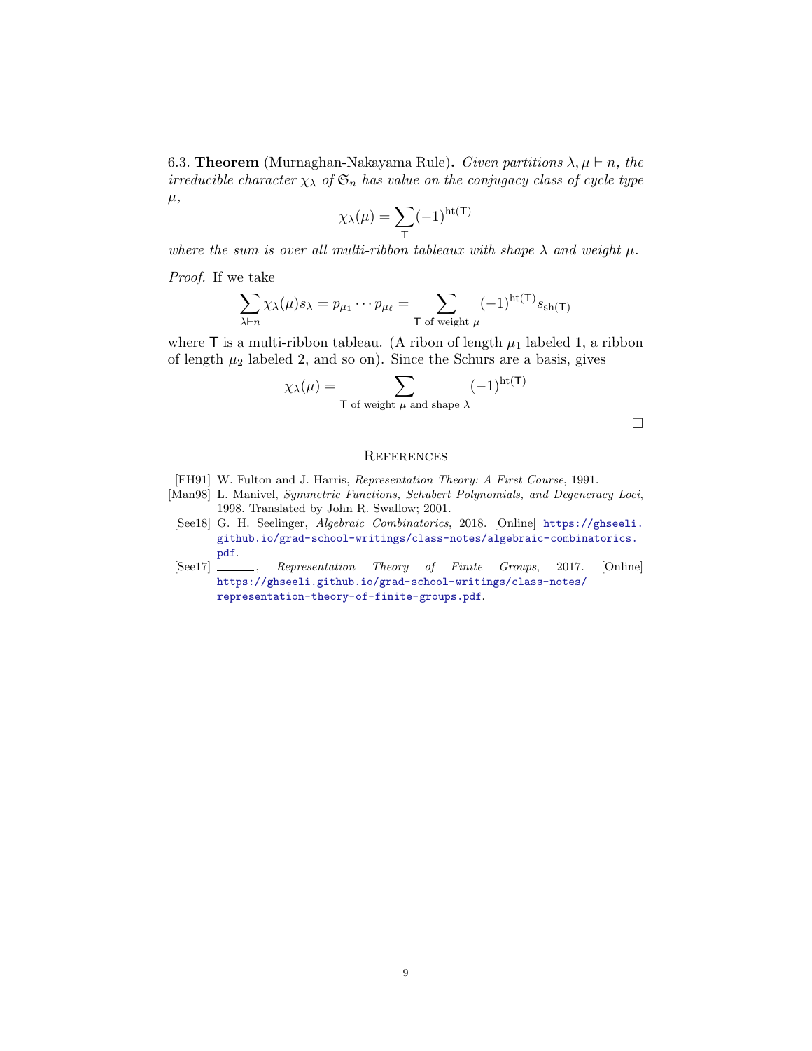6.3. **Theorem** (Murnaghan-Nakayama Rule)**.** *Given partitions $\lambda, \mu \vdash n$, the irreducible character $\chi_\lambda$ of $\mathfrak{S}_n$ has value on the conjugacy class of cycle type $\mu$,*

$$\chi_\lambda(\mu) = \sum_{\mathsf{T}} (-1)^{\operatorname{ht}(\mathsf{T})}$$

*where the sum is over all multi-ribbon tableaux with shape $\lambda$ and weight $\mu$.*

*Proof.* If we take

$$\sum_{\lambda \vdash n} \chi_\lambda(\mu) s_\lambda = p_{\mu_1} \cdots p_{\mu_\ell} = \sum_{\mathsf{T} \text{ of weight } \mu} (-1)^{\operatorname{ht}(\mathsf{T})} s_{\operatorname{sh}(\mathsf{T})}$$

where $\mathsf{T}$ is a multi-ribbon tableau. (A ribon of length $\mu_1$ labeled 1, a ribbon of length $\mu_2$ labeled 2, and so on). Since the Schurs are a basis, gives

$$\chi_\lambda(\mu) = \sum_{\mathsf{T} \text{ of weight } \mu \text{ and shape } \lambda} (-1)^{\operatorname{ht}(\mathsf{T})}$$

□

## References

[FH91] W. Fulton and J. Harris, *Representation Theory: A First Course*, 1991.

[Man98] L. Manivel, *Symmetric Functions, Schubert Polynomials, and Degeneracy Loci*, 1998. Translated by John R. Swallow; 2001.

[See18] G. H. Seelinger, *Algebraic Combinatorics*, 2018. [Online] https://ghseeli.github.io/grad-school-writings/class-notes/algebraic-combinatorics.pdf.

[See17] ______, *Representation Theory of Finite Groups*, 2017. [Online] https://ghseeli.github.io/grad-school-writings/class-notes/representation-theory-of-finite-groups.pdf.